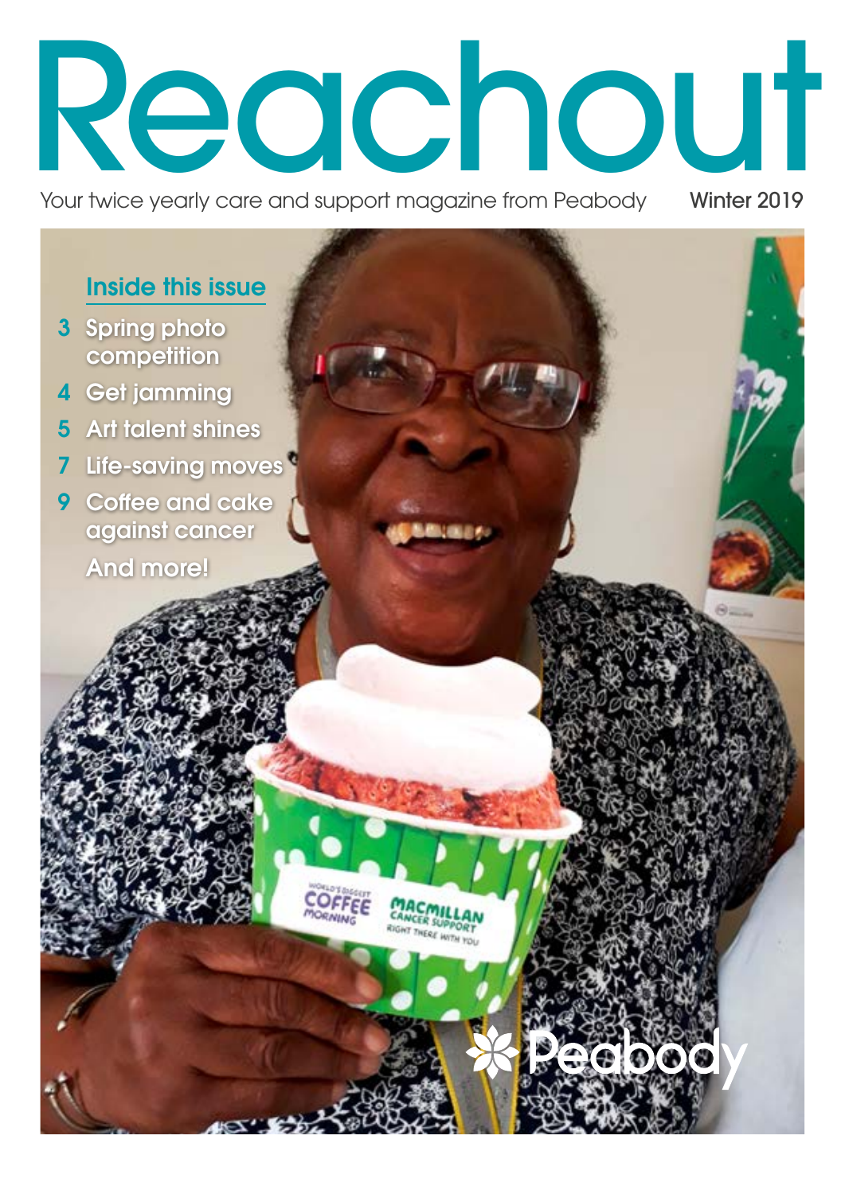# Reachout

Your twice yearly care and support magazine from Peabody — Winter 2019

## Inside this issue

- 3 Spring photo competition
- 4 Get jamming
- 5 Art talent shines
- 7 Life-saving moves
- 9 Coffee and cake against cancer

And more!

Peabody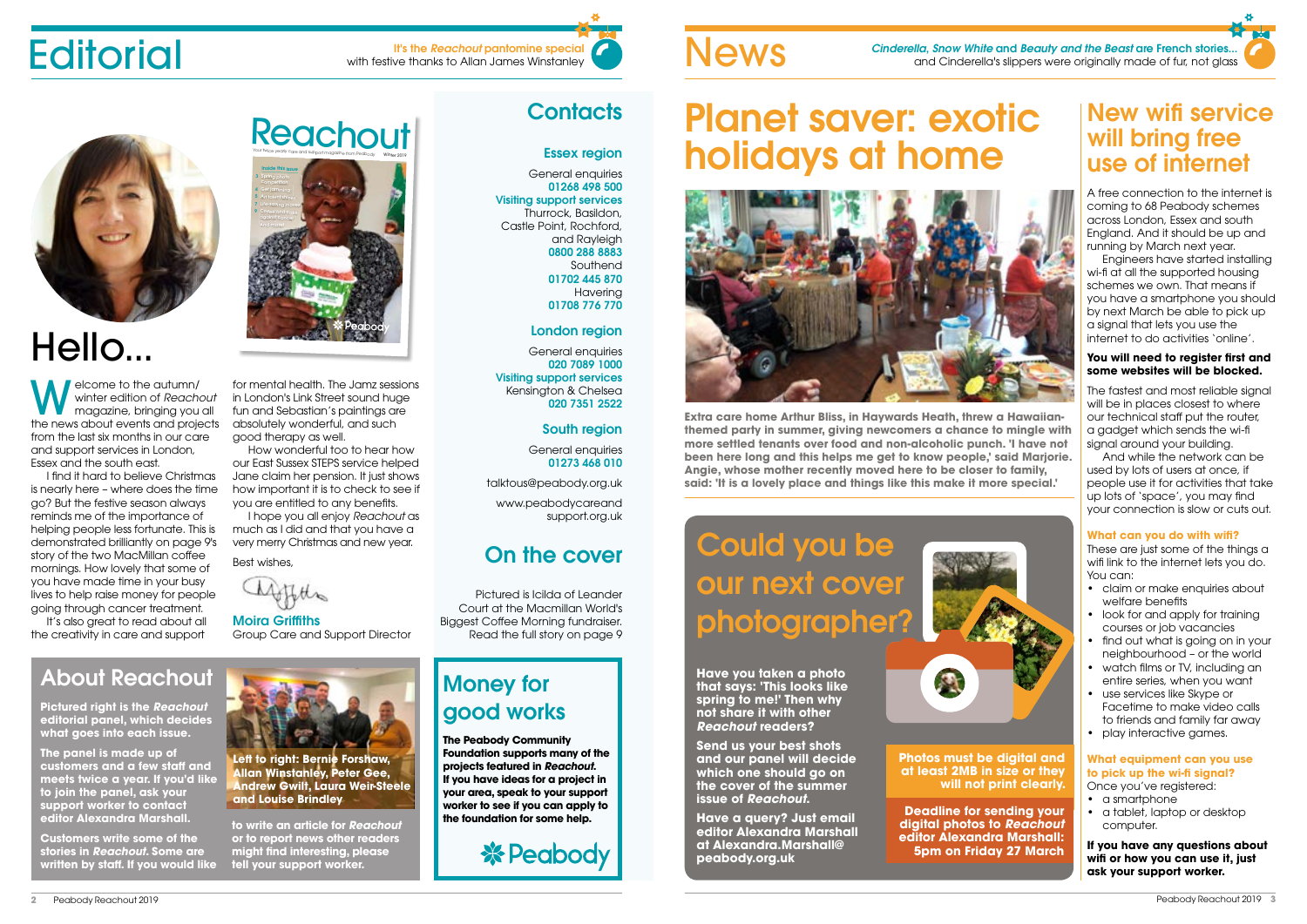# Editorial

It's the *Reachout* pantomime special
with festive thanks to Allan James Winstanley

## Hello...

Welcome to the autumn/winter edition of *Reachout* magazine, bringing you all the news about events and projects from the last six months in our care and support services in London, Essex and the south east.

I find it hard to believe Christmas is nearly here – where does the time go? But the festive season always reminds me of the importance of helping people less fortunate. This is demonstrated brilliantly on page 9's story of the two MacMillan coffee mornings. How lovely that some of you have made time in your busy lives to help raise money for people going through cancer treatment.

It's also great to read about all the creativity in care and support for mental health. The Jamz sessions in London's Link Street sound huge fun and Sebastian's paintings are absolutely wonderful, and such good therapy as well.

How wonderful too to hear how our East Sussex STEPS service helped Jane claim her pension. It just shows how important it is to check to see if you are entitled to any benefits.

I hope you all enjoy *Reachout* as much as I did and that you have a very merry Christmas and new year.

Best wishes,

**Moira Griffiths**
Group Care and Support Director

## Contacts

### Essex region

General enquiries
**01268 498 500**
**Visiting support services**
Thurrock, Basildon, Castle Point, Rochford, and Rayleigh
**0800 288 8883**
Southend
**01702 445 870**
Havering
**01708 776 770**

### London region

General enquiries
**020 7089 1000**
**Visiting support services**
Kensington & Chelsea
**020 7351 2522**

### South region

General enquiries
**01273 468 010**

talktous@peabody.org.uk

www.peabodycareandsupport.org.uk

## On the cover

Pictured is Iclida of Leander Court at the Macmillan World's Biggest Coffee Morning fundraiser. Read the full story on page 9

## About Reachout

**Pictured right is the *Reachout* editorial panel, which decides what goes into each issue.**

**The panel is made up of customers and a few staff and meets twice a year. If you'd like to join the panel, ask your support worker to contact editor Alexandra Marshall.**

**Customers write some of the stories in *Reachout*. Some are written by staff. If you would like to write an article for *Reachout* or to report news other readers might find interesting, please tell your support worker.**

**Left to right: Bernie Forshaw, Allan Winstanley, Peter Gee, Andrew Gwilt, Laura Weir-Steele and Louise Brindley**

## Money for good works

**The Peabody Community Foundation supports many of the projects featured in *Reachout*. If you have ideas for a project in your area, speak to your support worker to see if you can apply to the foundation for some help.**

# News

*Cinderella*, *Snow White* and *Beauty and the Beast* are French stories... and Cinderella's slippers were originally made of fur, not glass

## Planet saver: exotic holidays at home

**Extra care home Arthur Bliss, in Haywards Heath, threw a Hawaiian-themed party in summer, giving newcomers a chance to mingle with more settled tenants over food and non-alcoholic punch. 'I have not been here long and this helps me get to know people,' said Marjorie. Angie, whose mother recently moved here to be closer to family, said: 'It is a lovely place and things like this make it more special.'**

## Could you be our next cover photographer?

**Have you taken a photo that says: 'This looks like spring to me!' Then why not share it with other *Reachout* readers?**

**Send us your best shots and our panel will decide which one should go on the cover of the summer issue of *Reachout*.**

**Have a query? Just email editor Alexandra Marshall at Alexandra.Marshall@peabody.org.uk**

**Photos must be digital and at least 2MB in size or they will not print clearly.**

**Deadline for sending your digital photos to *Reachout* editor Alexandra Marshall: 5pm on Friday 27 March**

## New wifi service will bring free use of internet

A free connection to the internet is coming to 68 Peabody schemes across London, Essex and south England. And it should be up and running by March next year.

Engineers have started installing wi-fi at all the supported housing schemes we own. That means if you have a smartphone you should by next March be able to pick up a signal that lets you use the internet to do activities 'online'.

**You will need to register first and some websites will be blocked.**

The fastest and most reliable signal will be in places closest to where our technical staff put the router, a gadget which sends the wi-fi signal around your building.

And while the network can be used by lots of users at once, if people use it for activities that take up lots of 'space', you may find your connection is slow or cuts out.

### What can you do with wifi?

These are just some of the things a wifi link to the internet lets you do. You can:

- claim or make enquiries about welfare benefits
- look for and apply for training courses or job vacancies
- find out what is going on in your neighbourhood – or the world
- watch films or TV, including an entire series, when you want
- use services like Skype or Facetime to make video calls to friends and family far away
- play interactive games.

### What equipment can you use to pick up the wi-fi signal?

Once you've registered:

- a smartphone
- a tablet, laptop or desktop computer.

**If you have any questions about wifi or how you can use it, just ask your support worker.**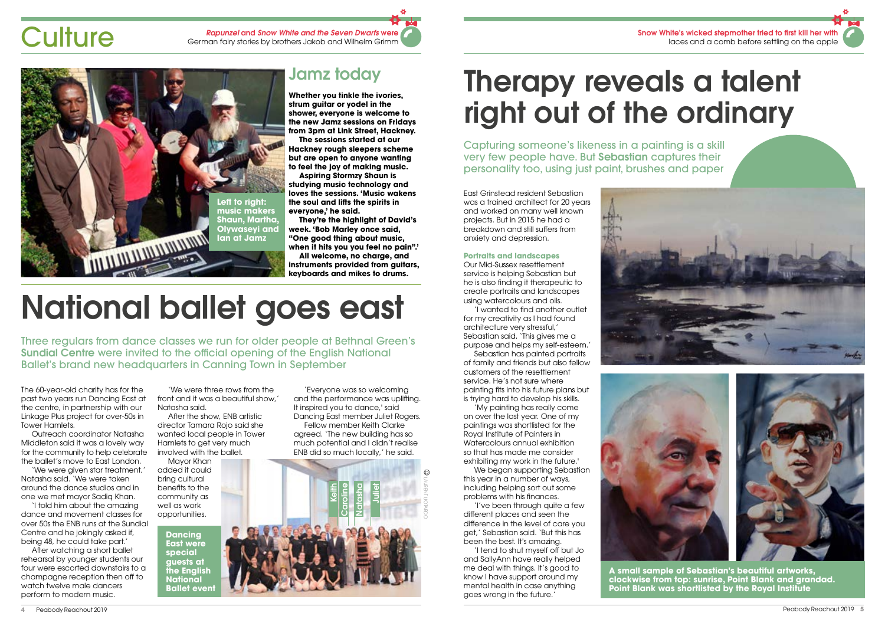# Culture

*Rapunzel* and *Snow White and the Seven Dwarfs* were German fairy stories by brothers Jakob and Wilhelm Grimm

Left to right: music makers Shaun, Martha, Olywaseyi and Ian at Jamz

## Jamz today

**Whether you tinkle the ivories, strum guitar or yodel in the shower, everyone is welcome to the new Jamz sessions on Fridays from 3pm at Link Street, Hackney.**

**The sessions started at our Hackney rough sleepers scheme but are open to anyone wanting to feel the joy of making music.**

**Aspiring Stormzy Shaun is studying music technology and loves the sessions. 'Music wakens the soul and lifts the spirits in everyone,' he said.**

**They're the highlight of David's week. 'Bob Marley once said, "One good thing about music, when it hits you you feel no pain".'**

**All welcome, no charge, and instruments provided from guitars, keyboards and mikes to drums.**

# National ballet goes east

Three regulars from dance classes we run for older people at Bethnal Green's **Sundial Centre** were invited to the official opening of the English National Ballet's brand new headquarters in Canning Town in September

The 60-year-old charity has for the past two years run Dancing East at the centre, in partnership with our Linkage Plus project for over-50s in Tower Hamlets.

Outreach coordinator Natasha Middleton said it was a lovely way for the community to help celebrate the ballet's move to East London.

'We were given star treatment,' Natasha said. 'We were taken around the dance studios and in one we met mayor Sadiq Khan.

'I told him about the amazing dance and movement classes for over 50s the ENB runs at the Sundial Centre and he jokingly asked if, being 48, he could take part.'

After watching a short ballet rehearsal by younger students our four were escorted downstairs to a champagne reception then off to watch twelve male dancers perform to modern music.

'We were three rows from the front and it was a beautiful show,' Natasha said.

After the show, ENB artistic director Tamara Rojo said she wanted local people in Tower Hamlets to get very much involved with the ballet.

Mayor Khan added it could bring cultural benefits to the community as well as work opportunities.

'Everyone was so welcoming and the performance was uplifting. It inspired you to dance,' said Dancing East member Juliet Rogers.

Fellow member Keith Clarke agreed. 'The new building has so much potential and I didn't realise ENB did so much locally,' he said.

Keith Caroline Natasha Juliet

© LAURENT LIOTARDO

**Dancing East were special guests at the English National Ballet event**

Snow White's wicked stepmother tried to first kill her with laces and a comb before settling on the apple

# Therapy reveals a talent right out of the ordinary

Capturing someone's likeness in a painting is a skill very few people have. But **Sebastian** captures their personality too, using just paint, brushes and paper

East Grinstead resident Sebastian was a trained architect for 20 years and worked on many well known projects. But in 2015 he had a breakdown and still suffers from anxiety and depression.

### Portraits and landscapes

Our Mid-Sussex resettlement service is helping Sebastian but he is also finding it therapeutic to create portraits and landscapes using watercolours and oils.

'I wanted to find another outlet for my creativity as I had found architecture very stressful,' Sebastian said. 'This gives me a purpose and helps my self-esteem.'

Sebastian has painted portraits of family and friends but also fellow customers of the resettlement service. He's not sure where painting fits into his future plans but is trying hard to develop his skills.

'My painting has really come on over the last year. One of my paintings was shortlisted for the Royal Institute of Painters in Watercolours annual exhibition so that has made me consider exhibiting my work in the future.'

We began supporting Sebastian this year in a number of ways, including helping sort out some problems with his finances.

'I've been through quite a few different places and seen the difference in the level of care you get,' Sebastian said. 'But this has been the best. It's amazing.

'I tend to shut myself off but Jo and SallyAnn have really helped me deal with things. It's good to know I have support around my mental health in case anything goes wrong in the future.'

**A small sample of Sebastian's beautiful artworks, clockwise from top: sunrise, Point Blank and grandad. Point Blank was shortlisted by the Royal Institute**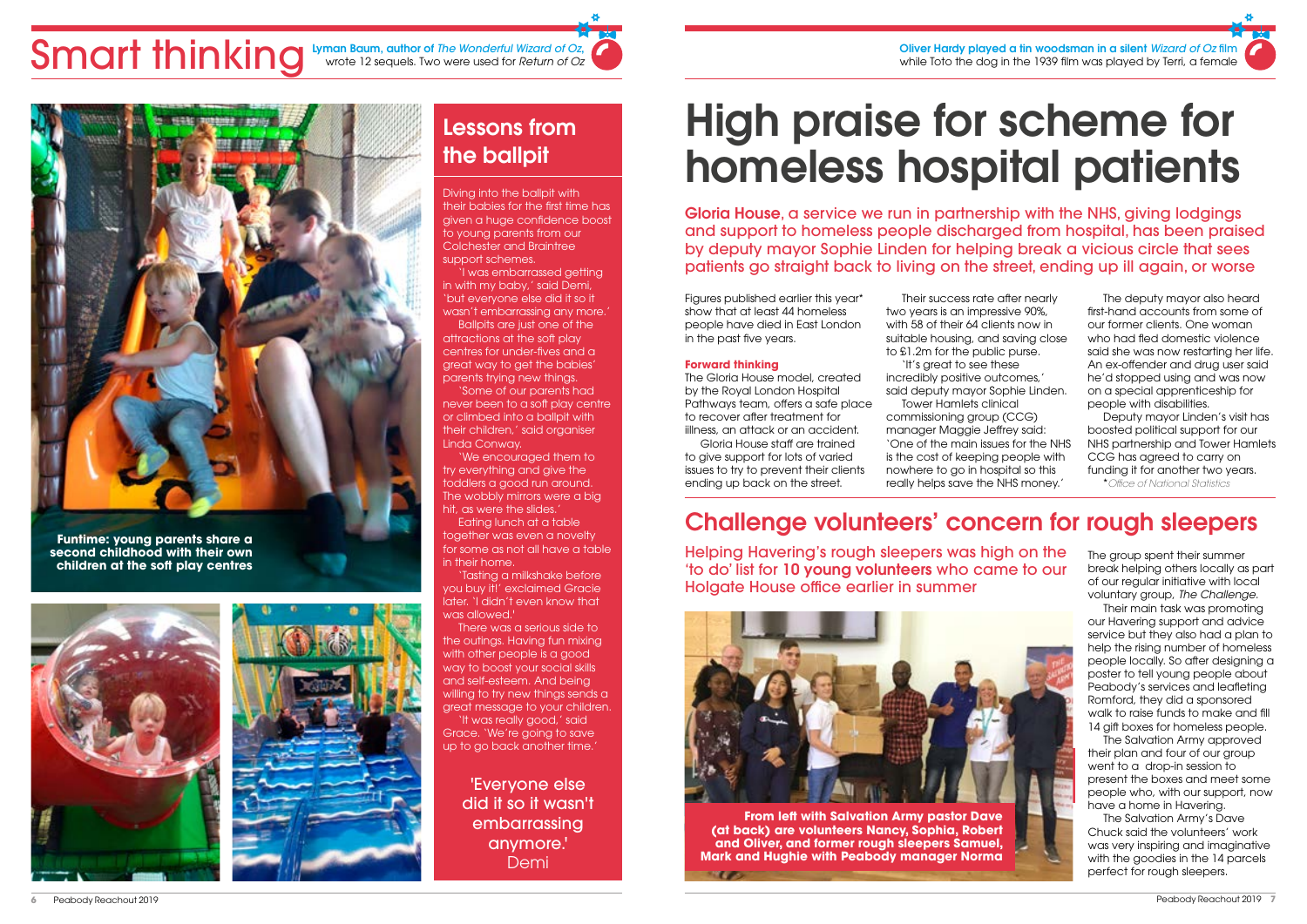# Smart thinking

Lyman Baum, author of *The Wonderful Wizard of Oz*, wrote 12 sequels. Two were used for *Return of Oz*

Funtime: young parents share a second childhood with their own children at the soft play centres

## Lessons from the ballpit

Diving into the ballpit with their babies for the first time has given a huge confidence boost to young parents from our Colchester and Braintree support schemes.

'I was embarrassed getting in with my baby,' said Demi, 'but everyone else did it so it wasn't embarrassing any more.'

Ballpits are just one of the attractions at the soft play centres for under-fives and a great way to get the babies' parents trying new things.

'Some of our parents had never been to a soft play centre or climbed into a ballpit with their children,' said organiser Linda Conway.

'We encouraged them to try everything and give the toddlers a good run around. The wobbly mirrors were a big hit, as were the slides.'

Eating lunch at a table together was even a novelty for some as not all have a table in their home.

'Tasting a milkshake before you buy it!' exclaimed Gracie later. 'I didn't even know that was allowed.'

There was a serious side to the outings. Having fun mixing with other people is a good way to boost your social skills and self-esteem. And being willing to try new things sends a great message to your children.

'It was really good,' said Grace. 'We're going to save up to go back another time.'

'Everyone else did it so it wasn't embarrassing anymore.'
Demi

Oliver Hardy played a tin woodsman in a silent *Wizard of Oz* film while Toto the dog in the 1939 film was played by Terri, a female

# High praise for scheme for homeless hospital patients

**Gloria House**, a service we run in partnership with the NHS, giving lodgings and support to homeless people discharged from hospital, has been praised by deputy mayor Sophie Linden for helping break a vicious circle that sees patients go straight back to living on the street, ending up ill again, or worse

Figures published earlier this year* show that at least 44 homeless people have died in East London in the past five years.

**Forward thinking**

The Gloria House model, created by the Royal London Hospital Pathways team, offers a safe place to recover after treatment for illness, an attack or an accident.

Gloria House staff are trained to give support for lots of varied issues to try to prevent their clients ending up back on the street.

Their success rate after nearly two years is an impressive 90%, with 58 of their 64 clients now in suitable housing, and saving close to £1.2m for the public purse.

'It's great to see these incredibly positive outcomes,' said deputy mayor Sophie Linden.

Tower Hamlets clinical commissioning group (CCG) manager Maggie Jeffrey said: 'One of the main issues for the NHS is the cost of keeping people with nowhere to go in hospital so this really helps save the NHS money.'

The deputy mayor also heard first-hand accounts from some of our former clients. One woman who had fled domestic violence said she was now restarting her life. An ex-offender and drug user said he'd stopped using and was now on a special apprenticeship for people with disabilities.

Deputy mayor Linden's visit has boosted political support for our NHS partnership and Tower Hamlets CCG has agreed to carry on funding it for another two years.

**Office of National Statistics*

## Challenge volunteers' concern for rough sleepers

Helping Havering's rough sleepers was high on the 'to do' list for **10 young volunteers** who came to our Holgate House office earlier in summer

From left with Salvation Army pastor Dave (at back) are volunteers Nancy, Sophia, Robert and Oliver, and former rough sleepers Samuel, Mark and Hughie with Peabody manager Norma

The group spent their summer break helping others locally as part of our regular initiative with local voluntary group, *The Challenge*.

Their main task was promoting our Havering support and advice service but they also had a plan to help the rising number of homeless people locally. So after designing a poster to tell young people about Peabody's services and leafleting Romford, they did a sponsored walk to raise funds to make and fill 14 gift boxes for homeless people.

The Salvation Army approved their plan and four of our group went to a drop-in session to present the boxes and meet some people who, with our support, now have a home in Havering.

The Salvation Army's Dave Chuck said the volunteers' work was very inspiring and imaginative with the goodies in the 14 parcels perfect for rough sleepers.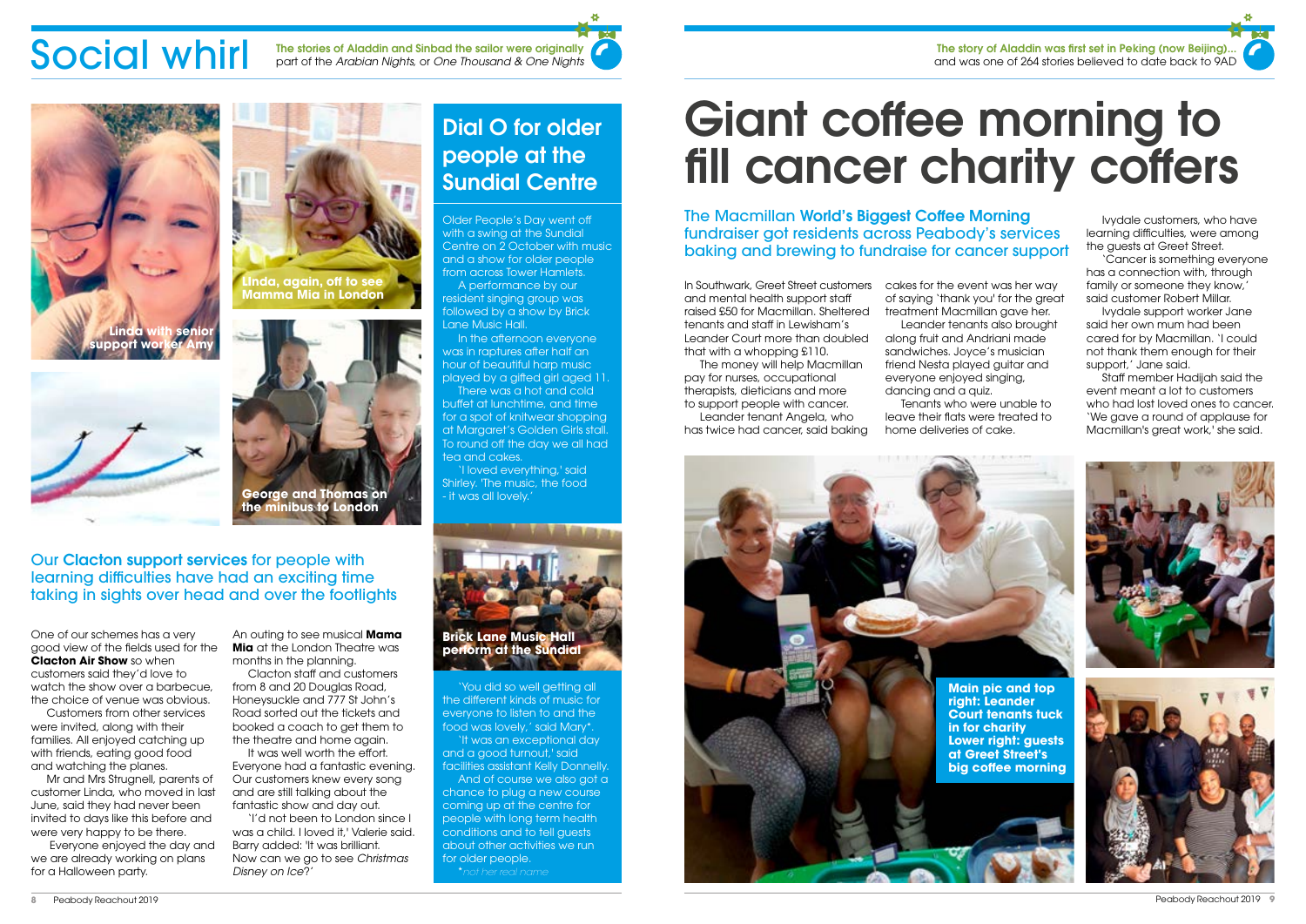# Social whirl

The stories of Aladdin and Sinbad the sailor were originally part of the *Arabian Nights*, or *One Thousand & One Nights*

Linda, again, off to see Mamma Mia in London

Linda with senior support worker Amy

George and Thomas on the minibus to London

## Our **Clacton support services** for people with learning difficulties have had an exciting time taking in sights over head and over the footlights

One of our schemes has a very good view of the fields used for the **Clacton Air Show** so when customers said they'd love to watch the show over a barbecue, the choice of venue was obvious.

Customers from other services were invited, along with their families. All enjoyed catching up with friends, eating good food and watching the planes.

Mr and Mrs Strugnell, parents of customer Linda, who moved in last June, said they had never been invited to days like this before and were very happy to be there.

Everyone enjoyed the day and we are already working on plans for a Halloween party.

An outing to see musical **Mama Mia** at the London Theatre was months in the planning.

Clacton staff and customers from 8 and 20 Douglas Road, Honeysuckle and 777 St John's Road sorted out the tickets and booked a coach to get them to the theatre and home again.

It was well worth the effort. Everyone had a fantastic evening. Our customers knew every song and are still talking about the fantastic show and day out.

'I'd not been to London since I was a child. I loved it,' Valerie said. Barry added: 'It was brilliant. Now can we go to see *Christmas Disney on Ice*?'

## Dial O for older people at the Sundial Centre

Older People's Day went off with a swing at the Sundial Centre on 2 October with music and a show for older people from across Tower Hamlets.

A performance by our resident singing group was followed by a show by Brick Lane Music Hall.

In the afternoon everyone was in raptures after half an hour of beautiful harp music played by a gifted girl aged 11.

There was a hot and cold buffet at lunchtime, and time for a spot of knitwear shopping at Margaret's Golden Girls stall. To round off the day we all had tea and cakes.

'I loved everything,' said Shirley. 'The music, the food - it was all lovely.'

Brick Lane Music Hall perform at the Sundial

'You did so well getting all the different kinds of music for everyone to listen to and the food was lovely,' said Mary*.

'It was an exceptional day and a good turnout,' said facilities assistant Kelly Donnelly.

And of course we also got a chance to plug a new course coming up at the centre for people with long term health conditions and to tell guests about other activities we run for older people.

*not her real name

The story of Aladdin was first set in Peking (now Beijing)... and was one of 264 stories believed to date back to 9AD

# Giant coffee morning to fill cancer charity coffers

## The Macmillan **World's Biggest Coffee Morning** fundraiser got residents across Peabody's services baking and brewing to fundraise for cancer support

In Southwark, Greet Street customers and mental health support staff raised £50 for Macmillan. Sheltered tenants and staff in Lewisham's Leander Court more than doubled that with a whopping £110.

The money will help Macmillan pay for nurses, occupational therapists, dieticians and more to support people with cancer.

Leander tenant Angela, who has twice had cancer, said baking cakes for the event was her way of saying 'thank you' for the great treatment Macmillan gave her.

Leander tenants also brought along fruit and Andriani made sandwiches. Joyce's musician friend Nesta played guitar and everyone enjoyed singing, dancing and a quiz.

Tenants who were unable to leave their flats were treated to home deliveries of cake.

Ivydale customers, who have learning difficulties, were among the guests at Greet Street.

'Cancer is something everyone has a connection with, through family or someone they know,' said customer Robert Millar.

Ivydale support worker Jane said her own mum had been cared for by Macmillan. 'I could not thank them enough for their support,' Jane said.

Staff member Hadijah said the event meant a lot to customers who had lost loved ones to cancer. 'We gave a round of applause for Macmillan's great work,' she said.

Main pic and top right: Leander Court tenants tuck in for charity
Lower right: guests at Greet Street's big coffee morning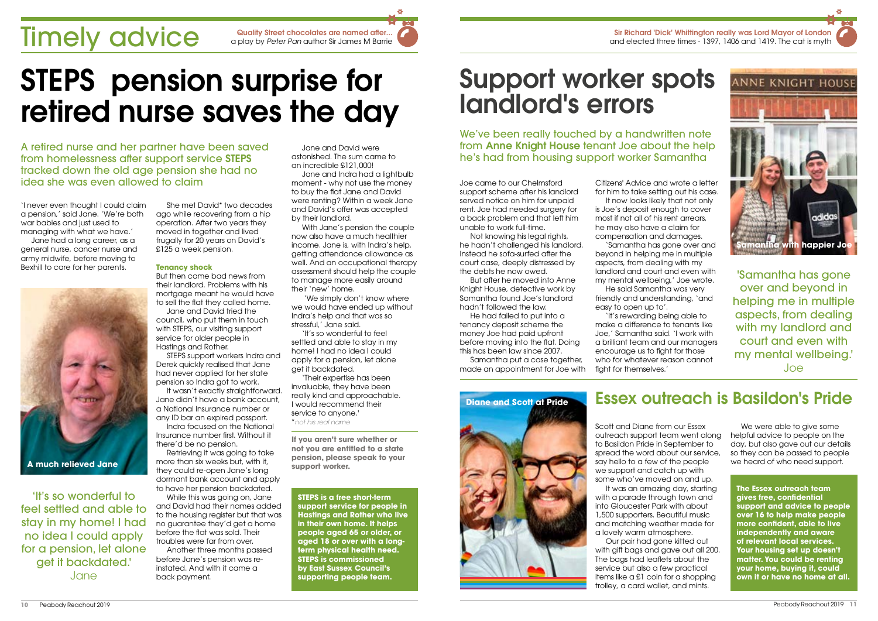# Timely advice

**Quality Street chocolates are named after...** a play by *Peter Pan* author Sir James M Barrie

# STEPS pension surprise for retired nurse saves the day

A retired nurse and her partner have been saved from homelessness after support service **STEPS** tracked down the old age pension she had no idea she was even allowed to claim

'I never even thought I could claim a pension,' said Jane. 'We're both war babies and just used to managing with what we have.'

Jane had a long career, as a general nurse, cancer nurse and army midwife, before moving to Bexhill to care for her parents.

A much relieved Jane

'It's so wonderful to feel settled and able to stay in my home! I had no idea I could apply for a pension, let alone get it backdated.' Jane

She met David* two decades ago while recovering from a hip operation. After two years they moved in together and lived frugally for 20 years on David's £125 a week pension.

### Tenancy shock

But then came bad news from their landlord. Problems with his mortgage meant he would have to sell the flat they called home.

Jane and David tried the council, who put them in touch with STEPS, our visiting support service for older people in Hastings and Rother.

STEPS support workers Indra and Derek quickly realised that Jane had never applied for her state pension so Indra got to work.

It wasn't exactly straightforward. Jane didn't have a bank account, a National Insurance number or any ID bar an expired passport.

Indra focused on the National Insurance number first. Without it there'd be no pension.

Retrieving it was going to take more than six weeks but, with it, they could re-open Jane's long dormant bank account and apply to have her pension backdated.

While this was going on, Jane and David had their names added to the housing register but that was no guarantee they'd get a home before the flat was sold. Their troubles were far from over.

Another three months passed before Jane's pension was re-instated. And with it came a back payment.

Jane and David were astonished. The sum came to an incredible £121,000!

Jane and Indra had a lightbulb moment - why not use the money to buy the flat Jane and David were renting? Within a week Jane and David's offer was accepted by their landlord.

With Jane's pension the couple now also have a much healthier income. Jane is, with Indra's help, getting attendance allowance as well. And an occupational therapy assessment should help the couple to manage more easily around their 'new' home.

'We simply don't know where we would have ended up without Indra's help and that was so stressful,' Jane said.

'It's so wonderful to feel settled and able to stay in my home! I had no idea I could apply for a pension, let alone get it backdated.

'Their expertise has been invaluable, they have been really kind and approachable. I would recommend their service to anyone.'

**not his real name*

**If you aren't sure whether or not you are entitled to a state pension, please speak to your support worker.**

**STEPS is a free short-term support service for people in Hastings and Rother who live in their own home. It helps people aged 65 or older, or aged 18 or over with a long-term physical health need. STEPS is commissioned by East Sussex Council's supporting people team.**

**Sir Richard 'Dick' Whittington really was Lord Mayor of London** and elected three times - 1397, 1406 and 1419. The cat is myth

# Support worker spots landlord's errors

We've been really touched by a handwritten note from **Anne Knight House** tenant Joe about the help he's had from housing support worker Samantha

Samantha with happier Joe

Joe came to our Chelmsford support scheme after his landlord served notice on him for unpaid rent. Joe had needed surgery for a back problem and that left him unable to work full-time.

Not knowing his legal rights, he hadn't challenged his landlord. Instead he sofa-surfed after the court case, deeply distressed by the debts he now owed.

But after he moved into Anne Knight House, detective work by Samantha found Joe's landlord hadn't followed the law.

He had failed to put into a tenancy deposit scheme the money Joe had paid upfront before moving into the flat. Doing this has been law since 2007.

Samantha put a case together, made an appointment for Joe with Citizens' Advice and wrote a letter for him to take setting out his case.

It now looks likely that not only is Joe's deposit enough to cover most if not all of his rent arrears, he may also have a claim for compensation and damages.

'Samantha has gone over and beyond in helping me in multiple aspects, from dealing with my landlord and court and even with my mental wellbeing,' Joe wrote.

He said Samantha was very friendly and understanding, 'and easy to open up to'.

'It's rewarding being able to make a difference to tenants like Joe,' Samantha said. 'I work with a brilliant team and our managers encourage us to fight for those who for whatever reason cannot fight for themselves.'

'Samantha has gone over and beyond in helping me in multiple aspects, from dealing with my landlord and court and even with my mental wellbeing.' Joe

## Essex outreach is Basildon's Pride

Diane and Scott at Pride

Scott and Diane from our Essex outreach support team went along to Basildon Pride in September to spread the word about our service, say hello to a few of the people we support and catch up with some who've moved on and up.

It was an amazing day, starting with a parade through town and into Gloucester Park with about 1,500 supporters. Beautiful music and matching weather made for a lovely warm atmosphere.

Our pair had gone kitted out with gift bags and gave out all 200. The bags had leaflets about the service but also a few practical items like a £1 coin for a shopping trolley, a card wallet, and mints.

We were able to give some helpful advice to people on the day, but also gave out our details so they can be passed to people we heard of who need support.

**The Essex outreach team gives free, confidential support and advice to people over 16 to help make people more confident, able to live independently and aware of relevant local services. Your housing set up doesn't matter. You could be renting your home, buying it, could own it or have no home at all.**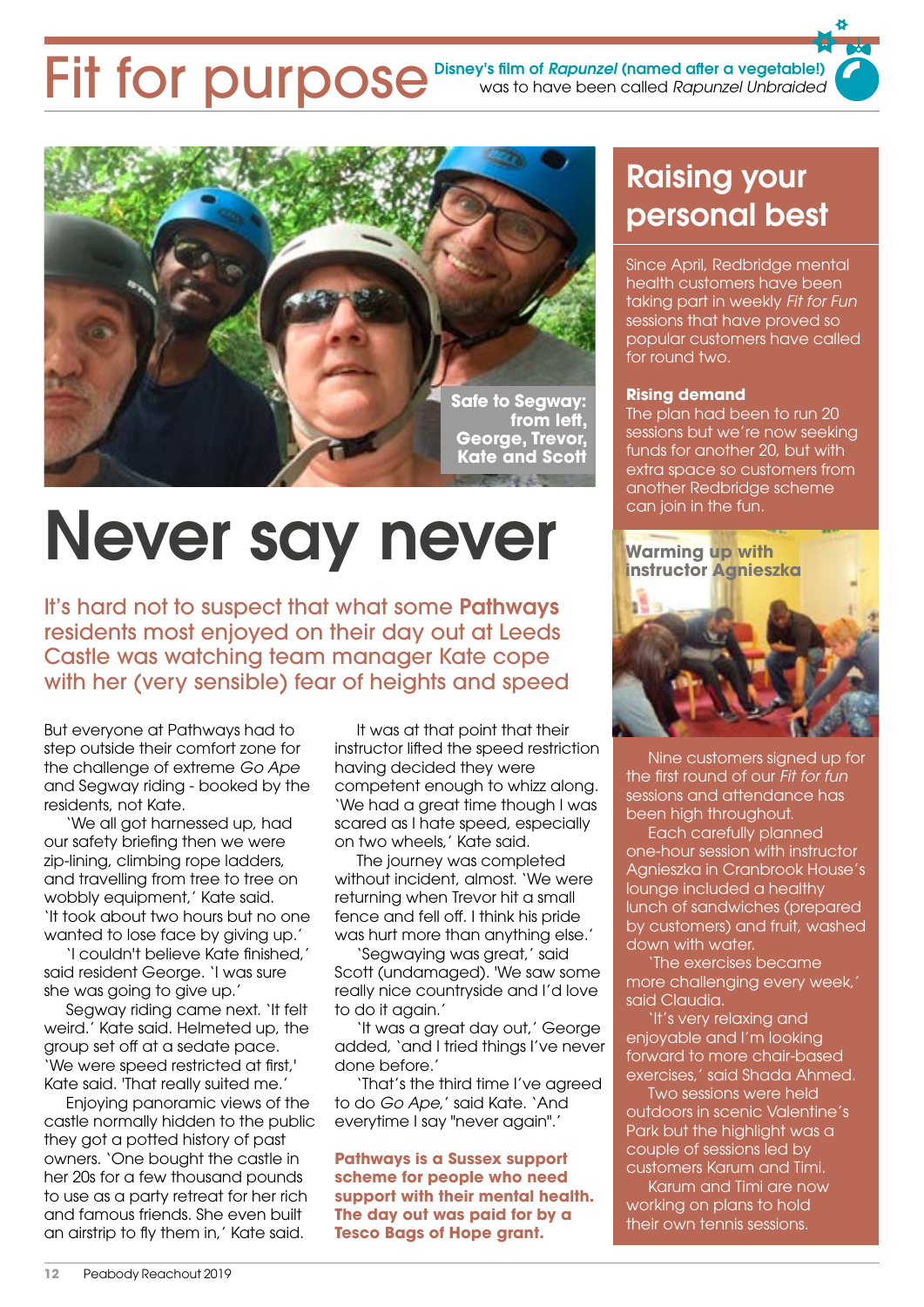# Fit for purpose

**Disney's film of *Rapunzel* (named after a vegetable!)** was to have been called *Rapunzel Unbraided*

**Safe to Segway: from left, George, Trevor, Kate and Scott**

## Never say never

It's hard not to suspect that what some **Pathways** residents most enjoyed on their day out at Leeds Castle was watching team manager Kate cope with her (very sensible) fear of heights and speed

But everyone at Pathways had to step outside their comfort zone for the challenge of extreme *Go Ape* and Segway riding - booked by the residents, not Kate.

'We all got harnessed up, had our safety briefing then we were zip-lining, climbing rope ladders, and travelling from tree to tree on wobbly equipment,' Kate said. 'It took about two hours but no one wanted to lose face by giving up.'

'I couldn't believe Kate finished,' said resident George. 'I was sure she was going to give up.'

Segway riding came next. 'It felt weird.' Kate said. Helmeted up, the group set off at a sedate pace. 'We were speed restricted at first,' Kate said. 'That really suited me.'

Enjoying panoramic views of the castle normally hidden to the public they got a potted history of past owners. 'One bought the castle in her 20s for a few thousand pounds to use as a party retreat for her rich and famous friends. She even built an airstrip to fly them in,' Kate said.

It was at that point that their instructor lifted the speed restriction having decided they were competent enough to whizz along. 'We had a great time though I was scared as I hate speed, especially on two wheels,' Kate said.

The journey was completed without incident, almost. 'We were returning when Trevor hit a small fence and fell off. I think his pride was hurt more than anything else.'

'Segwaying was great,' said Scott (undamaged). 'We saw some really nice countryside and I'd love to do it again.'

'It was a great day out,' George added, 'and I tried things I've never done before.'

'That's the third time I've agreed to do *Go Ape*,' said Kate. 'And everytime I say "never again".'

**Pathways is a Sussex support scheme for people who need support with their mental health. The day out was paid for by a Tesco Bags of Hope grant.**

## Raising your personal best

Since April, Redbridge mental health customers have been taking part in weekly *Fit for Fun* sessions that have proved so popular customers have called for round two.

### Rising demand

The plan had been to run 20 sessions but we're now seeking funds for another 20, but with extra space so customers from another Redbridge scheme can join in the fun.

**Warming up with instructor Agnieszka**

Nine customers signed up for the first round of our *Fit for fun* sessions and attendance has been high throughout.

Each carefully planned one-hour session with instructor Agnieszka in Cranbrook House's lounge included a healthy lunch of sandwiches (prepared by customers) and fruit, washed down with water.

'The exercises became more challenging every week,' said Claudia.

'It's very relaxing and enjoyable and I'm looking forward to more chair-based exercises,' said Shada Ahmed.

Two sessions were held outdoors in scenic Valentine's Park but the highlight was a couple of sessions led by customers Karum and Timi.

Karum and Timi are now working on plans to hold their own tennis sessions.